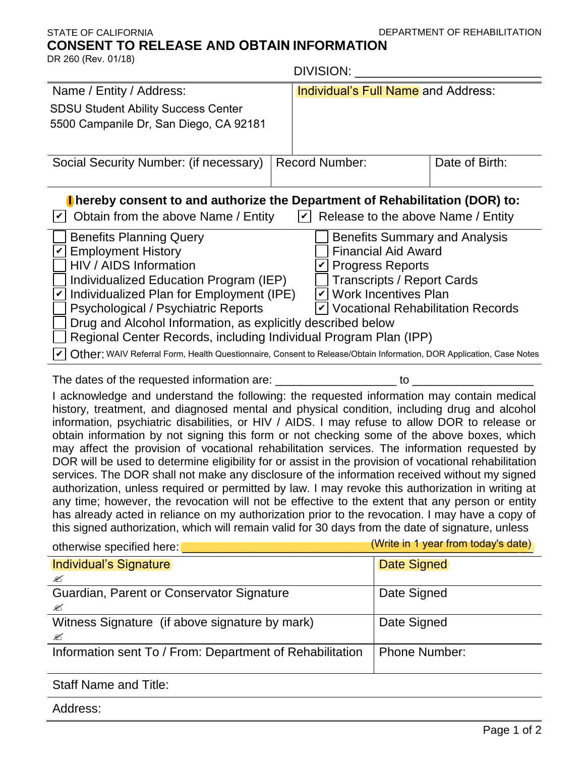STATE OF CALIFORNIA DEPARTMENT OF REHABILITATION

# CONSENT TO RELEASE AND OBTAIN INFORMATION

DR 260 (Rev. 01/18)

DIVISION: ___________________________

| Name / Entity / Address: | Individual's Full Name and Address: | |
|---|---|---|
| SDSU Student Ability Success Center<br>5500 Campanile Dr, San Diego, CA 92181 | | |
| Social Security Number: (if necessary) | Record Number: | Date of Birth: |

**I hereby consent to and authorize the Department of Rehabilitation (DOR) to:**

- [x] Obtain from the above Name / Entity
- [x] Release to the above Name / Entity

- [ ] Benefits Planning Query
- [x] Employment History
- [ ] HIV / AIDS Information
- [ ] Individualized Education Program (IEP)
- [x] Individualized Plan for Employment (IPE)
- [ ] Psychological / Psychiatric Reports
- [ ] Benefits Summary and Analysis
- [ ] Financial Aid Award
- [x] Progress Reports
- [ ] Transcripts / Report Cards
- [x] Work Incentives Plan
- [x] Vocational Rehabilitation Records
- [ ] Drug and Alcohol Information, as explicitly described below
- [ ] Regional Center Records, including Individual Program Plan (IPP)
- [x] Other: WAIV Referral Form, Health Questionnaire, Consent to Release/Obtain Information, DOR Application, Case Notes

The dates of the requested information are: __________________ to __________________

I acknowledge and understand the following: the requested information may contain medical history, treatment, and diagnosed mental and physical condition, including drug and alcohol information, psychiatric disabilities, or HIV / AIDS. I may refuse to allow DOR to release or obtain information by not signing this form or not checking some of the above boxes, which may affect the provision of vocational rehabilitation services. The information requested by DOR will be used to determine eligibility for or assist in the provision of vocational rehabilitation services. The DOR shall not make any disclosure of the information received without my signed authorization, unless required or permitted by law. I may revoke this authorization in writing at any time; however, the revocation will not be effective to the extent that any person or entity has already acted in reliance on my authorization prior to the revocation. I may have a copy of this signed authorization, which will remain valid for 30 days from the date of signature, unless otherwise specified here: ______________________ (Write in 1 year from today's date)

| | |
|---|---|
| Individual's Signature<br>✍ | Date Signed |
| Guardian, Parent or Conservator Signature<br>✍ | Date Signed |
| Witness Signature (if above signature by mark)<br>✍ | Date Signed |
| Information sent To / From: Department of Rehabilitation | Phone Number: |
| Staff Name and Title: | |
| Address: | |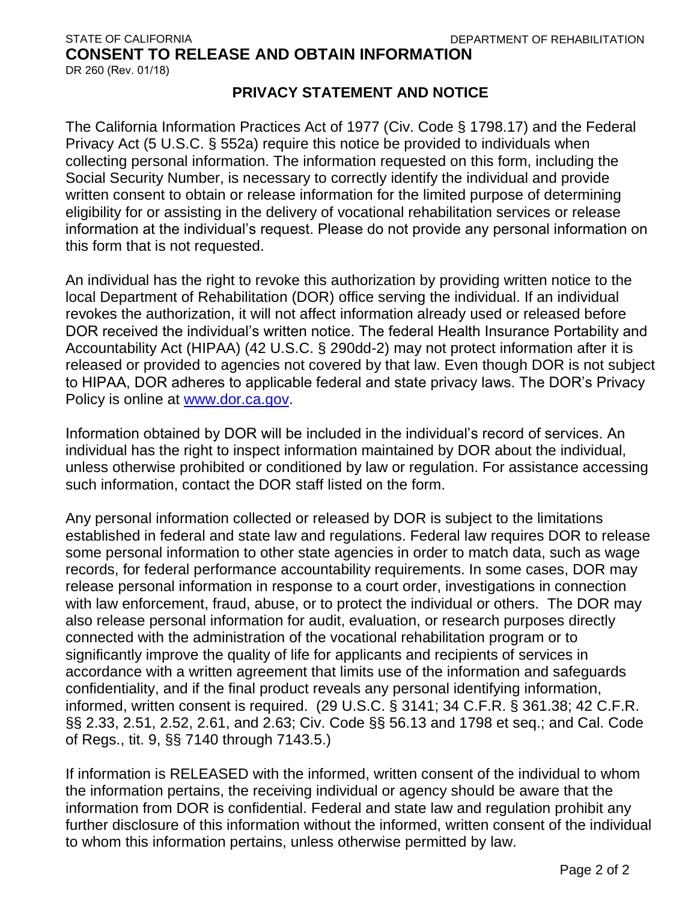STATE OF CALIFORNIA DEPARTMENT OF REHABILITATION

# CONSENT TO RELEASE AND OBTAIN INFORMATION

DR 260 (Rev. 01/18)

## PRIVACY STATEMENT AND NOTICE

The California Information Practices Act of 1977 (Civ. Code § 1798.17) and the Federal Privacy Act (5 U.S.C. § 552a) require this notice be provided to individuals when collecting personal information. The information requested on this form, including the Social Security Number, is necessary to correctly identify the individual and provide written consent to obtain or release information for the limited purpose of determining eligibility for or assisting in the delivery of vocational rehabilitation services or release information at the individual's request. Please do not provide any personal information on this form that is not requested.

An individual has the right to revoke this authorization by providing written notice to the local Department of Rehabilitation (DOR) office serving the individual. If an individual revokes the authorization, it will not affect information already used or released before DOR received the individual's written notice. The federal Health Insurance Portability and Accountability Act (HIPAA) (42 U.S.C. § 290dd-2) may not protect information after it is released or provided to agencies not covered by that law. Even though DOR is not subject to HIPAA, DOR adheres to applicable federal and state privacy laws. The DOR's Privacy Policy is online at [www.dor.ca.gov](http://www.dor.ca.gov).

Information obtained by DOR will be included in the individual's record of services. An individual has the right to inspect information maintained by DOR about the individual, unless otherwise prohibited or conditioned by law or regulation. For assistance accessing such information, contact the DOR staff listed on the form.

Any personal information collected or released by DOR is subject to the limitations established in federal and state law and regulations. Federal law requires DOR to release some personal information to other state agencies in order to match data, such as wage records, for federal performance accountability requirements. In some cases, DOR may release personal information in response to a court order, investigations in connection with law enforcement, fraud, abuse, or to protect the individual or others. The DOR may also release personal information for audit, evaluation, or research purposes directly connected with the administration of the vocational rehabilitation program or to significantly improve the quality of life for applicants and recipients of services in accordance with a written agreement that limits use of the information and safeguards confidentiality, and if the final product reveals any personal identifying information, informed, written consent is required. (29 U.S.C. § 3141; 34 C.F.R. § 361.38; 42 C.F.R. §§ 2.33, 2.51, 2.52, 2.61, and 2.63; Civ. Code §§ 56.13 and 1798 et seq.; and Cal. Code of Regs., tit. 9, §§ 7140 through 7143.5.)

If information is RELEASED with the informed, written consent of the individual to whom the information pertains, the receiving individual or agency should be aware that the information from DOR is confidential. Federal and state law and regulation prohibit any further disclosure of this information without the informed, written consent of the individual to whom this information pertains, unless otherwise permitted by law.